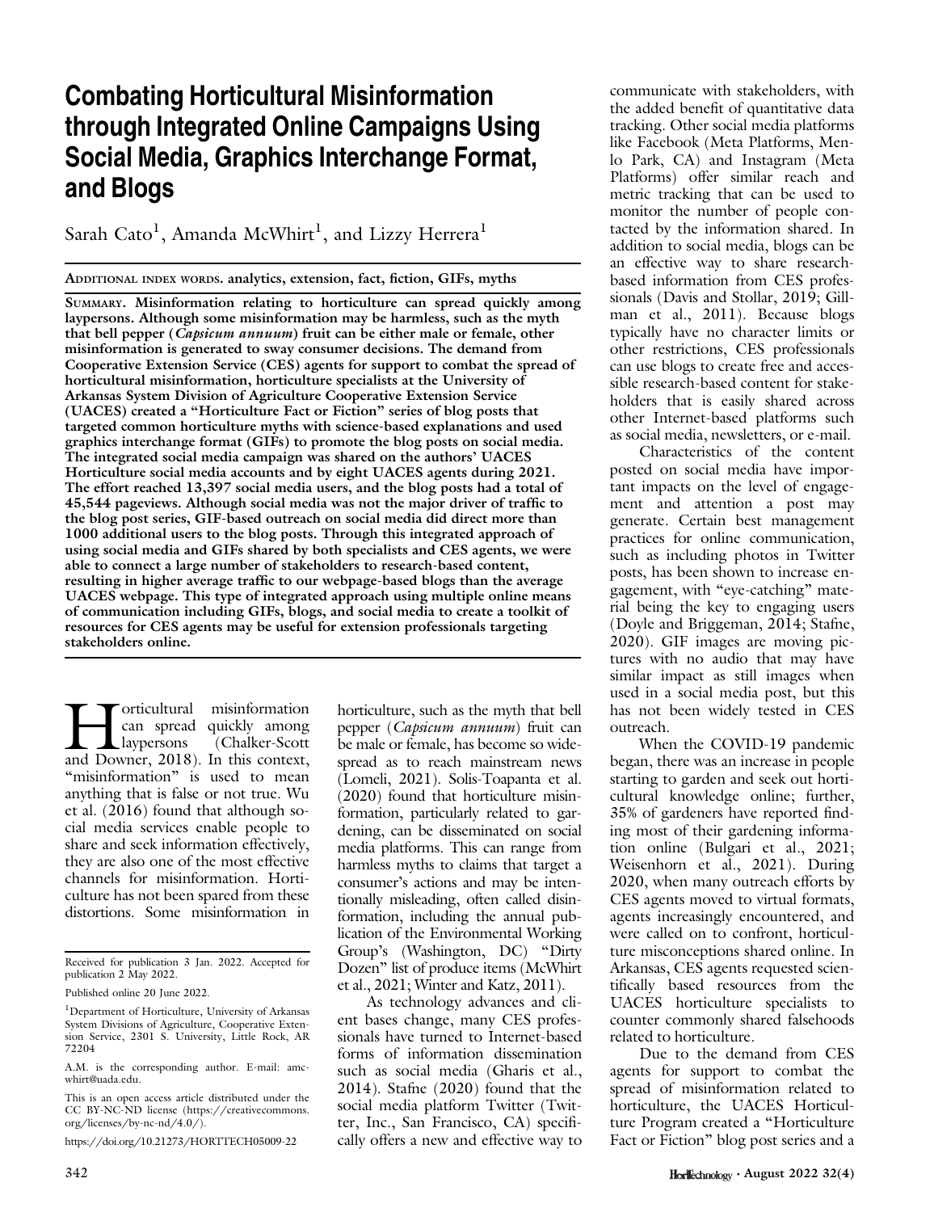# Combating Horticultural Misinformation through Integrated Online Campaigns Using Social Media, Graphics Interchange Format, and Blogs

Sarah Cato[1], Amanda McWhirt[1], and Lizzy Herrera[1]

**ADDITIONAL INDEX WORDS. analytics, extension, fact, fiction, GIFs, myths**

**SUMMARY. Misinformation relating to horticulture can spread quickly among laypersons. Although some misinformation may be harmless, such as the myth that bell pepper (*Capsicum annuum*) fruit can be either male or female, other misinformation is generated to sway consumer decisions. The demand from Cooperative Extension Service (CES) agents for support to combat the spread of horticultural misinformation, horticulture specialists at the University of Arkansas System Division of Agriculture Cooperative Extension Service (UACES) created a "Horticulture Fact or Fiction" series of blog posts that targeted common horticulture myths with science-based explanations and used graphics interchange format (GIFs) to promote the blog posts on social media. The integrated social media campaign was shared on the authors' UACES Horticulture social media accounts and by eight UACES agents during 2021. The effort reached 13,397 social media users, and the blog posts had a total of 45,544 pageviews. Although social media was not the major driver of traffic to the blog post series, GIF-based outreach on social media did direct more than 1000 additional users to the blog posts. Through this integrated approach of using social media and GIFs shared by both specialists and CES agents, we were able to connect a large number of stakeholders to research-based content, resulting in higher average traffic to our webpage-based blogs than the average UACES webpage. This type of integrated approach using multiple online means of communication including GIFs, blogs, and social media to create a toolkit of resources for CES agents may be useful for extension professionals targeting stakeholders online.**

Horticultural misinformation can spread quickly among laypersons (Chalker-Scott and Downer, 2018). In this context, "misinformation" is used to mean anything that is false or not true. Wu et al. (2016) found that although social media services enable people to share and seek information effectively, they are also one of the most effective channels for misinformation. Horticulture has not been spared from these distortions. Some misinformation in horticulture, such as the myth that bell pepper (*Capsicum annuum*) fruit can be male or female, has become so widespread as to reach mainstream news (Lomeli, 2021). Solis-Toapanta et al. (2020) found that horticulture misinformation, particularly related to gardening, can be disseminated on social media platforms. This can range from harmless myths to claims that target a consumer's actions and may be intentionally misleading, often called disinformation, including the annual publication of the Environmental Working Group's (Washington, DC) "Dirty Dozen" list of produce items (McWhirt et al., 2021; Winter and Katz, 2011).

As technology advances and client bases change, many CES professionals have turned to Internet-based forms of information dissemination such as social media (Gharis et al., 2014). Stafne (2020) found that the social media platform Twitter (Twitter, Inc., San Francisco, CA) specifically offers a new and effective way to communicate with stakeholders, with the added benefit of quantitative data tracking. Other social media platforms like Facebook (Meta Platforms, Menlo Park, CA) and Instagram (Meta Platforms) offer similar reach and metric tracking that can be used to monitor the number of people contacted by the information shared. In addition to social media, blogs can be an effective way to share research-based information from CES professionals (Davis and Stollar, 2019; Gillman et al., 2011). Because blogs typically have no character limits or other restrictions, CES professionals can use blogs to create free and accessible research-based content for stakeholders that is easily shared across other Internet-based platforms such as social media, newsletters, or e-mail.

Characteristics of the content posted on social media have important impacts on the level of engagement and attention a post may generate. Certain best management practices for online communication, such as including photos in Twitter posts, has been shown to increase engagement, with "eye-catching" material being the key to engaging users (Doyle and Briggeman, 2014; Stafne, 2020). GIF images are moving pictures with no audio that may have similar impact as still images when used in a social media post, but this has not been widely tested in CES outreach.

When the COVID-19 pandemic began, there was an increase in people starting to garden and seek out horticultural knowledge online; further, 35% of gardeners have reported finding most of their gardening information online (Bulgari et al., 2021; Weisenhorn et al., 2021). During 2020, when many outreach efforts by CES agents moved to virtual formats, agents increasingly encountered, and were called on to confront, horticulture misconceptions shared online. In Arkansas, CES agents requested scientifically based resources from the UACES horticulture specialists to counter commonly shared falsehoods related to horticulture.

Due to the demand from CES agents for support to combat the spread of misinformation related to horticulture, the UACES Horticulture Program created a "Horticulture Fact or Fiction" blog post series and a

---

Received for publication 3 Jan. 2022. Accepted for publication 2 May 2022.

Published online 20 June 2022.

[1]Department of Horticulture, University of Arkansas System Divisions of Agriculture, Cooperative Extension Service, 2301 S. University, Little Rock, AR 72204

A.M. is the corresponding author. E-mail: amcwhirt@uada.edu.

This is an open access article distributed under the CC BY-NC-ND license (https://creativecommons.org/licenses/by-nc-nd/4.0/).

https://doi.org/10.21273/HORTTECH05009-22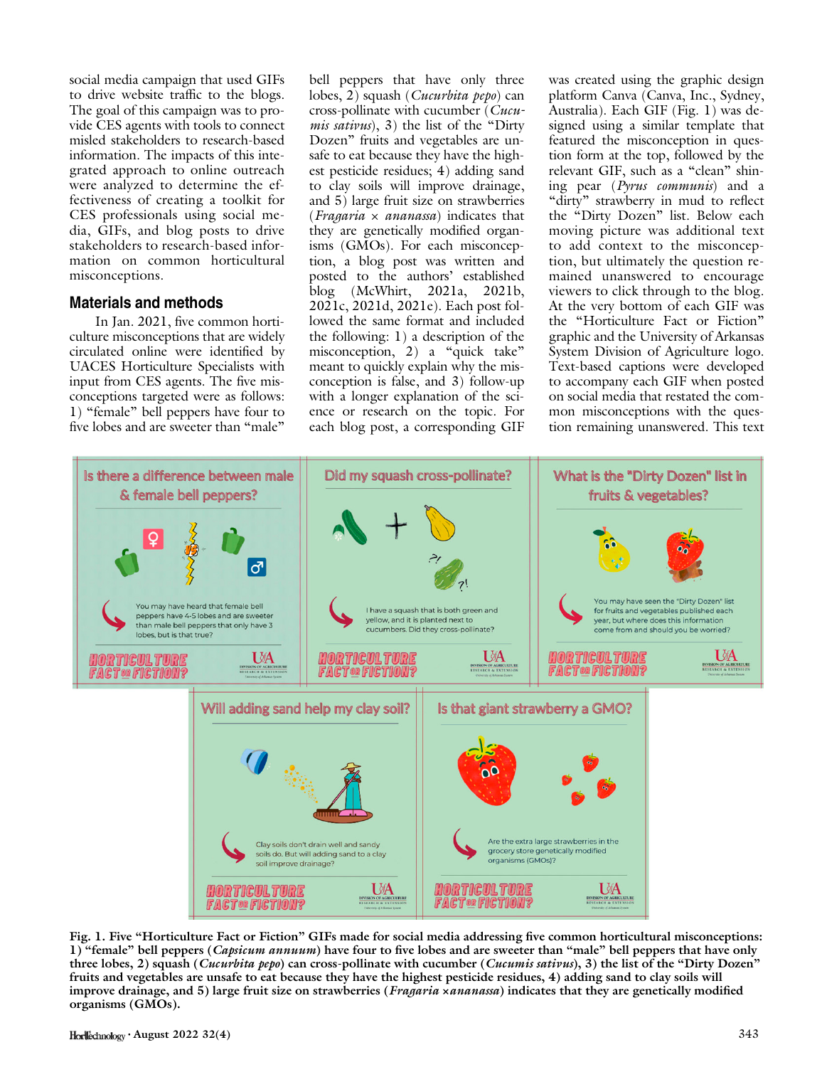social media campaign that used GIFs to drive website traffic to the blogs. The goal of this campaign was to provide CES agents with tools to connect misled stakeholders to research-based information. The impacts of this integrated approach to online outreach were analyzed to determine the effectiveness of creating a toolkit for CES professionals using social media, GIFs, and blog posts to drive stakeholders to research-based information on common horticultural misconceptions.

## Materials and methods

In Jan. 2021, five common horticulture misconceptions that are widely circulated online were identified by UACES Horticulture Specialists with input from CES agents. The five misconceptions targeted were as follows: 1) "female" bell peppers have four to five lobes and are sweeter than "male" bell peppers that have only three lobes, 2) squash (*Cucurbita pepo*) can cross-pollinate with cucumber (*Cucumis sativus*), 3) the list of the "Dirty Dozen" fruits and vegetables are unsafe to eat because they have the highest pesticide residues; 4) adding sand to clay soils will improve drainage, and 5) large fruit size on strawberries (*Fragaria × ananassa*) indicates that they are genetically modified organisms (GMOs). For each misconception, a blog post was written and posted to the authors' established blog (McWhirt, 2021a, 2021b, 2021c, 2021d, 2021e). Each post followed the same format and included the following: 1) a description of the misconception, 2) a "quick take" meant to quickly explain why the misconception is false, and 3) follow-up with a longer explanation of the science or research on the topic. For each blog post, a corresponding GIF was created using the graphic design platform Canva (Canva, Inc., Sydney, Australia). Each GIF (Fig. 1) was designed using a similar template that featured the misconception in question form at the top, followed by the relevant GIF, such as a "clean" shining pear (*Pyrus communis*) and a "dirty" strawberry in mud to reflect the "Dirty Dozen" list. Below each moving picture was additional text to add context to the misconception, but ultimately the question remained unanswered to encourage viewers to click through to the blog. At the very bottom of each GIF was the "Horticulture Fact or Fiction" graphic and the University of Arkansas System Division of Agriculture logo. Text-based captions were developed to accompany each GIF when posted on social media that restated the common misconceptions with the question remaining unanswered. This text

**Fig. 1. Five "Horticulture Fact or Fiction" GIFs made for social media addressing five common horticultural misconceptions: 1) "female" bell peppers (*Capsicum annuum*) have four to five lobes and are sweeter than "male" bell peppers that have only three lobes, 2) squash (*Cucurbita pepo*) can cross-pollinate with cucumber (*Cucumis sativus*), 3) the list of the "Dirty Dozen" fruits and vegetables are unsafe to eat because they have the highest pesticide residues, 4) adding sand to clay soils will improve drainage, and 5) large fruit size on strawberries (*Fragaria ×ananassa*) indicates that they are genetically modified organisms (GMOs).**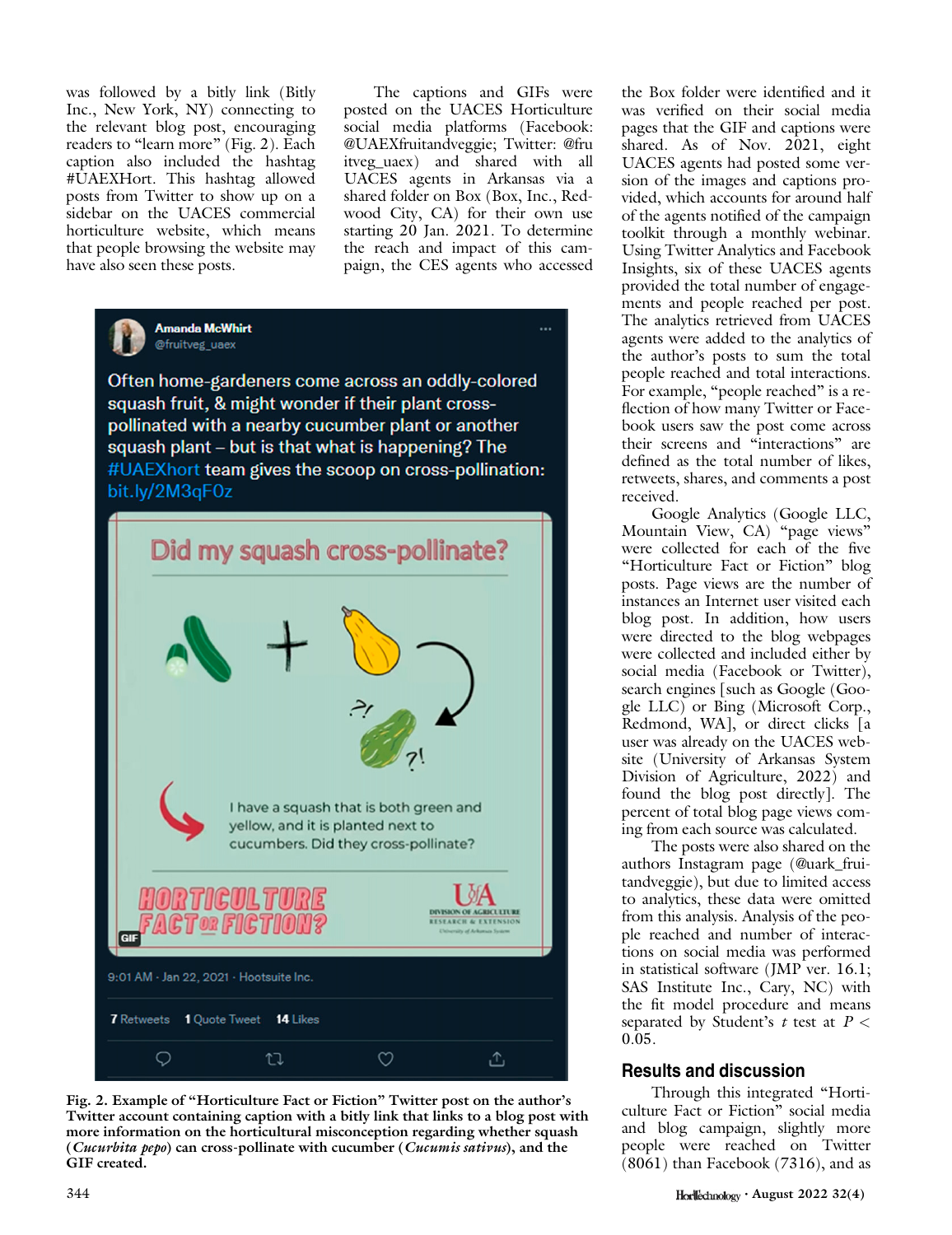was followed by a bitly link (Bitly Inc., New York, NY) connecting to the relevant blog post, encouraging readers to "learn more" (Fig. 2). Each caption also included the hashtag #UAEXHort. This hashtag allowed posts from Twitter to show up on a sidebar on the UACES commercial horticulture website, which means that people browsing the website may have also seen these posts.

The captions and GIFs were posted on the UACES Horticulture social media platforms (Facebook: @UAEXfruitandveggie; Twitter: @fruitveg_uaex) and shared with all UACES agents in Arkansas via a shared folder on Box (Box, Inc., Redwood City, CA) for their own use starting 20 Jan. 2021. To determine the reach and impact of this campaign, the CES agents who accessed the Box folder were identified and it was verified on their social media pages that the GIF and captions were shared. As of Nov. 2021, eight UACES agents had posted some version of the images and captions provided, which accounts for around half of the agents notified of the campaign toolkit through a monthly webinar. Using Twitter Analytics and Facebook Insights, six of these UACES agents provided the total number of engagements and people reached per post. The analytics retrieved from UACES agents were added to the analytics of the author's posts to sum the total people reached and total interactions. For example, "people reached" is a reflection of how many Twitter or Facebook users saw the post come across their screens and "interactions" are defined as the total number of likes, retweets, shares, and comments a post received.

Google Analytics (Google LLC, Mountain View, CA) "page views" were collected for each of the five "Horticulture Fact or Fiction" blog posts. Page views are the number of instances an Internet user visited each blog post. In addition, how users were directed to the blog webpages were collected and included either by social media (Facebook or Twitter), search engines [such as Google (Google LLC) or Bing (Microsoft Corp., Redmond, WA], or direct clicks [a user was already on the UACES website (University of Arkansas System Division of Agriculture, 2022) and found the blog post directly]. The percent of total blog page views coming from each source was calculated.

The posts were also shared on the authors Instagram page (@uark_fruitandveggie), but due to limited access to analytics, these data were omitted from this analysis. Analysis of the people reached and number of interactions on social media was performed in statistical software (JMP ver. 16.1; SAS Institute Inc., Cary, NC) with the fit model procedure and means separated by Student's $t$ test at $P < 0.05$.

**Fig. 2. Example of "Horticulture Fact or Fiction" Twitter post on the author's Twitter account containing caption with a bitly link that links to a blog post with more information on the horticultural misconception regarding whether squash (*Cucurbita pepo*) can cross-pollinate with cucumber (*Cucumis sativus*), and the GIF created.**

## Results and discussion

Through this integrated "Horticulture Fact or Fiction" social media and blog campaign, slightly more people were reached on Twitter (8061) than Facebook (7316), and as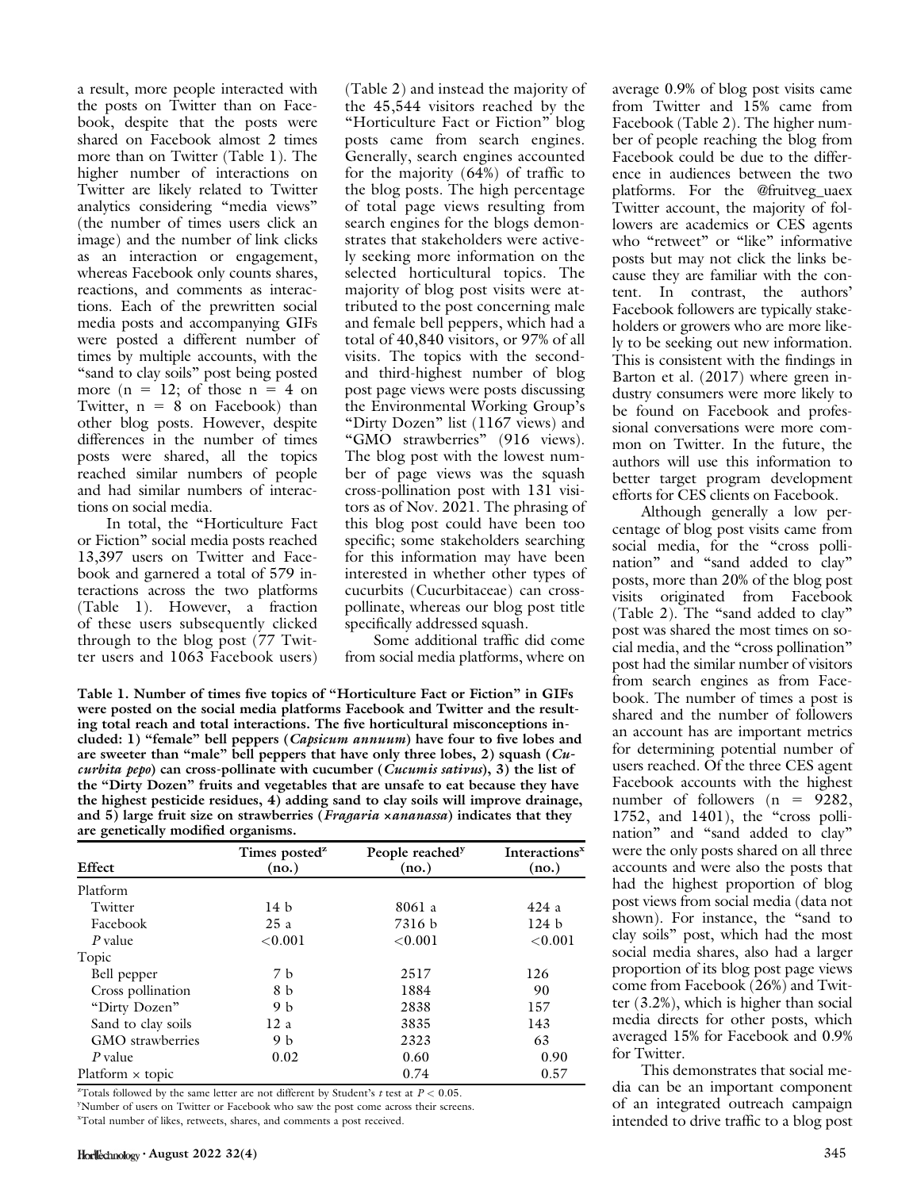a result, more people interacted with the posts on Twitter than on Facebook, despite that the posts were shared on Facebook almost 2 times more than on Twitter (Table 1). The higher number of interactions on Twitter are likely related to Twitter analytics considering "media views" (the number of times users click an image) and the number of link clicks as an interaction or engagement, whereas Facebook only counts shares, reactions, and comments as interactions. Each of the prewritten social media posts and accompanying GIFs were posted a different number of times by multiple accounts, with the "sand to clay soils" post being posted more ($n = 12$; of those $n = 4$ on Twitter, $n = 8$ on Facebook) than other blog posts. However, despite differences in the number of times posts were shared, all the topics reached similar numbers of people and had similar numbers of interactions on social media.

In total, the "Horticulture Fact or Fiction" social media posts reached 13,397 users on Twitter and Facebook and garnered a total of 579 interactions across the two platforms (Table 1). However, a fraction of these users subsequently clicked through to the blog post (77 Twitter users and 1063 Facebook users) (Table 2) and instead the majority of the 45,544 visitors reached by the "Horticulture Fact or Fiction" blog posts came from search engines. Generally, search engines accounted for the majority (64%) of traffic to the blog posts. The high percentage of total page views resulting from search engines for the blogs demonstrates that stakeholders were actively seeking more information on the selected horticultural topics. The majority of blog post visits were attributed to the post concerning male and female bell peppers, which had a total of 40,840 visitors, or 97% of all visits. The topics with the second- and third-highest number of blog post page views were posts discussing the Environmental Working Group's "Dirty Dozen" list (1167 views) and "GMO strawberries" (916 views). The blog post with the lowest number of page views was the squash cross-pollination post with 131 visitors as of Nov. 2021. The phrasing of this blog post could have been too specific; some stakeholders searching for this information may have been interested in whether other types of cucurbits (Cucurbitaceae) can cross-pollinate, whereas our blog post title specifically addressed squash.

Some additional traffic did come from social media platforms, where on average 0.9% of blog post visits came from Twitter and 15% came from Facebook (Table 2). The higher number of people reaching the blog from Facebook could be due to the difference in audiences between the two platforms. For the @fruitveg_uaex Twitter account, the majority of followers are academics or CES agents who "retweet" or "like" informative posts but may not click the links because they are familiar with the content. In contrast, the authors' Facebook followers are typically stakeholders or growers who are more likely to be seeking out new information. This is consistent with the findings in Barton et al. (2017) where green industry consumers were more likely to be found on Facebook and professional conversations were more common on Twitter. In the future, the authors will use this information to better target program development efforts for CES clients on Facebook.

Although generally a low percentage of blog post visits came from social media, for the "cross pollination" and "sand added to clay" posts, more than 20% of the blog post visits originated from Facebook (Table 2). The "sand added to clay" post was shared the most times on social media, and the "cross pollination" post had the similar number of visitors from search engines as from Facebook. The number of times a post is shared and the number of followers an account has are important metrics for determining potential number of users reached. Of the three CES agent Facebook accounts with the highest number of followers ($n = 9282$, 1752, and 1401), the "cross pollination" and "sand added to clay" were the only posts shared on all three accounts and were also the posts that had the highest proportion of blog post views from social media (data not shown). For instance, the "sand to clay soils" post, which had the most social media shares, also had a larger proportion of its blog post page views come from Facebook (26%) and Twitter (3.2%), which is higher than social media directs for other posts, which averaged 15% for Facebook and 0.9% for Twitter.

This demonstrates that social media can be an important component of an integrated outreach campaign intended to drive traffic to a blog post

**Table 1. Number of times five topics of "Horticulture Fact or Fiction" in GIFs were posted on the social media platforms Facebook and Twitter and the resulting total reach and total interactions. The five horticultural misconceptions included: 1) "female" bell peppers (*Capsicum annuum*) have four to five lobes and are sweeter than "male" bell peppers that have only three lobes, 2) squash (*Cucurbita pepo*) can cross-pollinate with cucumber (*Cucumis sativus*), 3) the list of the "Dirty Dozen" fruits and vegetables that are unsafe to eat because they have the highest pesticide residues, 4) adding sand to clay soils will improve drainage, and 5) large fruit size on strawberries (*Fragaria ×ananassa*) indicates that they are genetically modified organisms.**

| Effect | Times posted[z] (no.) | People reached[y] (no.) | Interactions[x] (no.) |
|---|---|---|---|
| Platform | | | |
| Twitter | 14 b | 8061 a | 424 a |
| Facebook | 25 a | 7316 b | 124 b |
| *P* value | <0.001 | <0.001 | <0.001 |
| Topic | | | |
| Bell pepper | 7 b | 2517 | 126 |
| Cross pollination | 8 b | 1884 | 90 |
| "Dirty Dozen" | 9 b | 2838 | 157 |
| Sand to clay soils | 12 a | 3835 | 143 |
| GMO strawberries | 9 b | 2323 | 63 |
| *P* value | 0.02 | 0.60 | 0.90 |
| Platform × topic | | 0.74 | 0.57 |

[z]Totals followed by the same letter are not different by Student's *t* test at $P < 0.05$.

[y]Number of users on Twitter or Facebook who saw the post come across their screens.

[x]Total number of likes, retweets, shares, and comments a post received.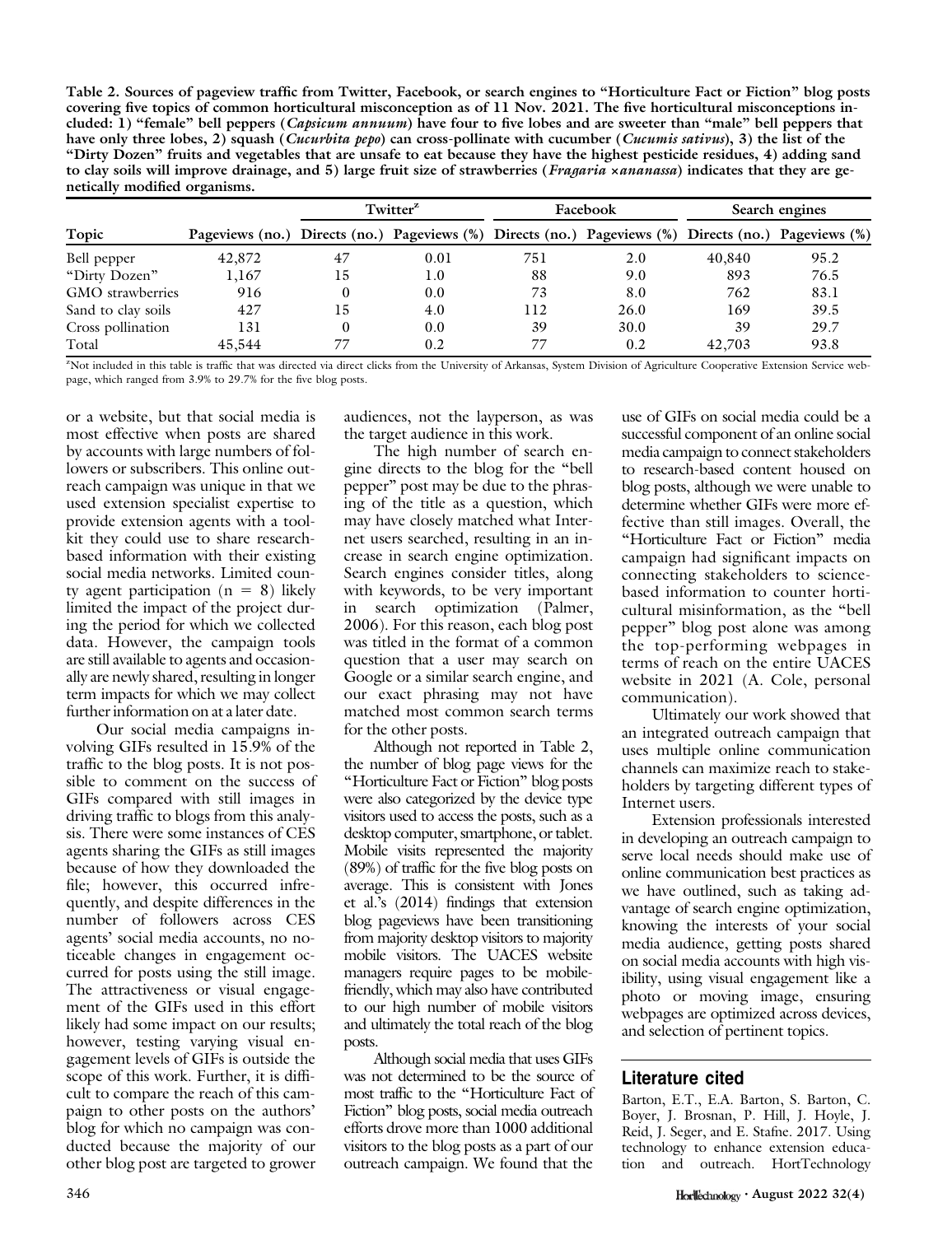**Table 2. Sources of pageview traffic from Twitter, Facebook, or search engines to "Horticulture Fact or Fiction" blog posts covering five topics of common horticultural misconception as of 11 Nov. 2021. The five horticultural misconceptions included: 1) "female" bell peppers (*Capsicum annuum*) have four to five lobes and are sweeter than "male" bell peppers that have only three lobes, 2) squash (*Cucurbita pepo*) can cross-pollinate with cucumber (*Cucumis sativus*), 3) the list of the "Dirty Dozen" fruits and vegetables that are unsafe to eat because they have the highest pesticide residues, 4) adding sand to clay soils will improve drainage, and 5) large fruit size of strawberries (*Fragaria ×ananassa*) indicates that they are genetically modified organisms.**

| | | Twitter[z] | | Facebook | | Search engines | |
|---|---|---|---|---|---|---|---|
| Topic | Pageviews (no.) | Directs (no.) | Pageviews (%) | Directs (no.) | Pageviews (%) | Directs (no.) | Pageviews (%) |
| Bell pepper | 42,872 | 47 | 0.01 | 751 | 2.0 | 40,840 | 95.2 |
| "Dirty Dozen" | 1,167 | 15 | 1.0 | 88 | 9.0 | 893 | 76.5 |
| GMO strawberries | 916 | 0 | 0.0 | 73 | 8.0 | 762 | 83.1 |
| Sand to clay soils | 427 | 15 | 4.0 | 112 | 26.0 | 169 | 39.5 |
| Cross pollination | 131 | 0 | 0.0 | 39 | 30.0 | 39 | 29.7 |
| Total | 45,544 | 77 | 0.2 | 77 | 0.2 | 42,703 | 93.8 |

[z]Not included in this table is traffic that was directed via direct clicks from the University of Arkansas, System Division of Agriculture Cooperative Extension Service webpage, which ranged from 3.9% to 29.7% for the five blog posts.

or a website, but that social media is most effective when posts are shared by accounts with large numbers of followers or subscribers. This online outreach campaign was unique in that we used extension specialist expertise to provide extension agents with a toolkit they could use to share research-based information with their existing social media networks. Limited county agent participation (n = 8) likely limited the impact of the project during the period for which we collected data. However, the campaign tools are still available to agents and occasionally are newly shared, resulting in longer term impacts for which we may collect further information on at a later date.

Our social media campaigns involving GIFs resulted in 15.9% of the traffic to the blog posts. It is not possible to comment on the success of GIFs compared with still images in driving traffic to blogs from this analysis. There were some instances of CES agents sharing the GIFs as still images because of how they downloaded the file; however, this occurred infrequently, and despite differences in the number of followers across CES agents' social media accounts, no noticeable changes in engagement occurred for posts using the still image. The attractiveness or visual engagement of the GIFs used in this effort likely had some impact on our results; however, testing varying visual engagement levels of GIFs is outside the scope of this work. Further, it is difficult to compare the reach of this campaign to other posts on the authors' blog for which no campaign was conducted because the majority of our other blog post are targeted to grower audiences, not the layperson, as was the target audience in this work.

The high number of search engine directs to the blog for the "bell pepper" post may be due to the phrasing of the title as a question, which may have closely matched what Internet users searched, resulting in an increase in search engine optimization. Search engines consider titles, along with keywords, to be very important in search optimization (Palmer, 2006). For this reason, each blog post was titled in the format of a common question that a user may search on Google or a similar search engine, and our exact phrasing may not have matched most common search terms for the other posts.

Although not reported in Table 2, the number of blog page views for the "Horticulture Fact or Fiction" blog posts were also categorized by the device type visitors used to access the posts, such as a desktop computer, smartphone, or tablet. Mobile visits represented the majority (89%) of traffic for the five blog posts on average. This is consistent with Jones et al.'s (2014) findings that extension blog pageviews have been transitioning from majority desktop visitors to majority mobile visitors. The UACES website managers require pages to be mobile-friendly, which may also have contributed to our high number of mobile visitors and ultimately the total reach of the blog posts.

Although social media that uses GIFs was not determined to be the source of most traffic to the "Horticulture Fact of Fiction" blog posts, social media outreach efforts drove more than 1000 additional visitors to the blog posts as a part of our outreach campaign. We found that the use of GIFs on social media could be a successful component of an online social media campaign to connect stakeholders to research-based content housed on blog posts, although we were unable to determine whether GIFs were more effective than still images. Overall, the "Horticulture Fact or Fiction" media campaign had significant impacts on connecting stakeholders to science-based information to counter horticultural misinformation, as the "bell pepper" blog post alone was among the top-performing webpages in terms of reach on the entire UACES website in 2021 (A. Cole, personal communication).

Ultimately our work showed that an integrated outreach campaign that uses multiple online communication channels can maximize reach to stakeholders by targeting different types of Internet users.

Extension professionals interested in developing an outreach campaign to serve local needs should make use of online communication best practices as we have outlined, such as taking advantage of search engine optimization, knowing the interests of your social media audience, getting posts shared on social media accounts with high visibility, using visual engagement like a photo or moving image, ensuring webpages are optimized across devices, and selection of pertinent topics.

## Literature cited

Barton, E.T., E.A. Barton, S. Barton, C. Boyer, J. Brosnan, P. Hill, J. Hoyle, J. Reid, J. Seger, and E. Stafne. 2017. Using technology to enhance extension education and outreach. HortTechnology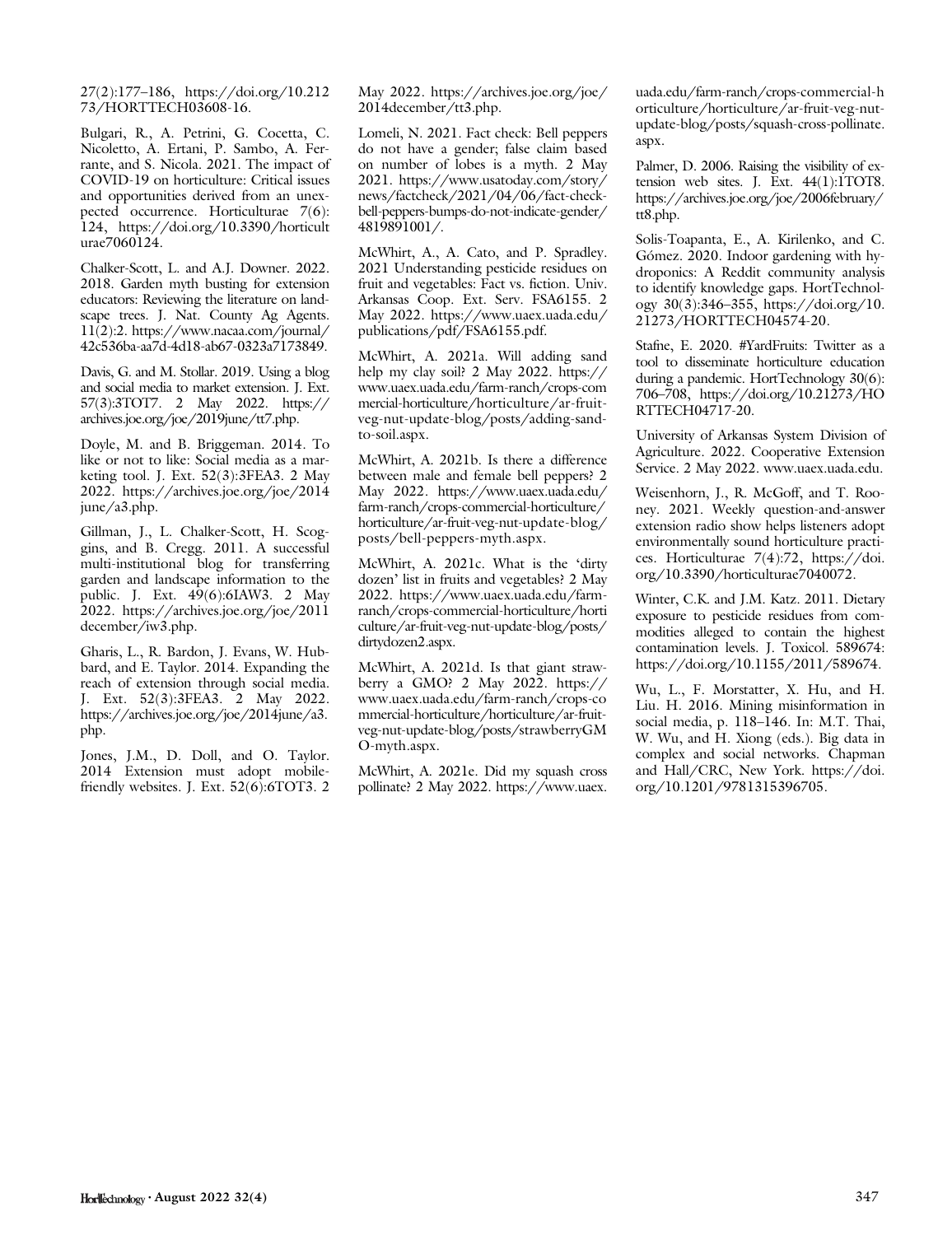27(2):177–186, https://doi.org/10.21273/HORTTECH03608-16.

Bulgari, R., A. Petrini, G. Cocetta, C. Nicoletto, A. Ertani, P. Sambo, A. Ferrante, and S. Nicola. 2021. The impact of COVID-19 on horticulture: Critical issues and opportunities derived from an unexpected occurrence. Horticulturae 7(6): 124, https://doi.org/10.3390/horticulturae7060124.

Chalker-Scott, L. and A.J. Downer. 2022. 2018. Garden myth busting for extension educators: Reviewing the literature on landscape trees. J. Nat. County Ag Agents. 11(2):2. https://www.nacaa.com/journal/42c536ba-aa7d-4d18-ab67-0323a7173849.

Davis, G. and M. Stollar. 2019. Using a blog and social media to market extension. J. Ext. 57(3):3TOT7. 2 May 2022. https://archives.joe.org/joe/2019june/tt7.php.

Doyle, M. and B. Briggeman. 2014. To like or not to like: Social media as a marketing tool. J. Ext. 52(3):3FEA3. 2 May 2022. https://archives.joe.org/joe/2014june/a3.php.

Gillman, J., L. Chalker-Scott, H. Scoggins, and B. Cregg. 2011. A successful multi-institutional blog for transferring garden and landscape information to the public. J. Ext. 49(6):6IAW3. 2 May 2022. https://archives.joe.org/joe/2011december/iw3.php.

Gharis, L., R. Bardon, J. Evans, W. Hubbard, and E. Taylor. 2014. Expanding the reach of extension through social media. J. Ext. 52(3):3FEA3. 2 May 2022. https://archives.joe.org/joe/2014june/a3.php.

Jones, J.M., D. Doll, and O. Taylor. 2014 Extension must adopt mobile-friendly websites. J. Ext. 52(6):6TOT3. 2 May 2022. https://archives.joe.org/joe/2014december/tt3.php.

Lomeli, N. 2021. Fact check: Bell peppers do not have a gender; false claim based on number of lobes is a myth. 2 May 2021. https://www.usatoday.com/story/news/factcheck/2021/04/06/fact-check-bell-peppers-bumps-do-not-indicate-gender/4819891001/.

McWhirt, A., A. Cato, and P. Spradley. 2021 Understanding pesticide residues on fruit and vegetables: Fact vs. fiction. Univ. Arkansas Coop. Ext. Serv. FSA6155. 2 May 2022. https://www.uaex.uada.edu/publications/pdf/FSA6155.pdf.

McWhirt, A. 2021a. Will adding sand help my clay soil? 2 May 2022. https://www.uaex.uada.edu/farm-ranch/crops-commercial-horticulture/horticulture/ar-fruit-veg-nut-update-blog/posts/adding-sand-to-soil.aspx.

McWhirt, A. 2021b. Is there a difference between male and female bell peppers? 2 May 2022. https://www.uaex.uada.edu/farm-ranch/crops-commercial-horticulture/horticulture/ar-fruit-veg-nut-update-blog/posts/bell-peppers-myth.aspx.

McWhirt, A. 2021c. What is the 'dirty dozen' list in fruits and vegetables? 2 May 2022. https://www.uaex.uada.edu/farm-ranch/crops-commercial-horticulture/horticulture/ar-fruit-veg-nut-update-blog/posts/dirtydozen2.aspx.

McWhirt, A. 2021d. Is that giant strawberry a GMO? 2 May 2022. https://www.uaex.uada.edu/farm-ranch/crops-commercial-horticulture/horticulture/ar-fruit-veg-nut-update-blog/posts/strawberryGMO-myth.aspx.

McWhirt, A. 2021e. Did my squash cross pollinate? 2 May 2022. https://www.uaex.uada.edu/farm-ranch/crops-commercial-horticulture/horticulture/ar-fruit-veg-nut-update-blog/posts/squash-cross-pollinate.aspx.

Palmer, D. 2006. Raising the visibility of extension web sites. J. Ext. 44(1):1TOT8. https://archives.joe.org/joe/2006february/tt8.php.

Solis-Toapanta, E., A. Kirilenko, and C. Gómez. 2020. Indoor gardening with hydroponics: A Reddit community analysis to identify knowledge gaps. HortTechnology 30(3):346–355, https://doi.org/10.21273/HORTTECH04574-20.

Stafne, E. 2020. #YardFruits: Twitter as a tool to disseminate horticulture education during a pandemic. HortTechnology 30(6): 706–708, https://doi.org/10.21273/HORTTECH04717-20.

University of Arkansas System Division of Agriculture. 2022. Cooperative Extension Service. 2 May 2022. www.uaex.uada.edu.

Weisenhorn, J., R. McGoff, and T. Rooney. 2021. Weekly question-and-answer extension radio show helps listeners adopt environmentally sound horticulture practices. Horticulturae 7(4):72, https://doi.org/10.3390/horticulturae7040072.

Winter, C.K. and J.M. Katz. 2011. Dietary exposure to pesticide residues from commodities alleged to contain the highest contamination levels. J. Toxicol. 589674: https://doi.org/10.1155/2011/589674.

Wu, L., F. Morstatter, X. Hu, and H. Liu. H. 2016. Mining misinformation in social media, p. 118–146. In: M.T. Thai, W. Wu, and H. Xiong (eds.). Big data in complex and social networks. Chapman and Hall/CRC, New York. https://doi.org/10.1201/9781315396705.